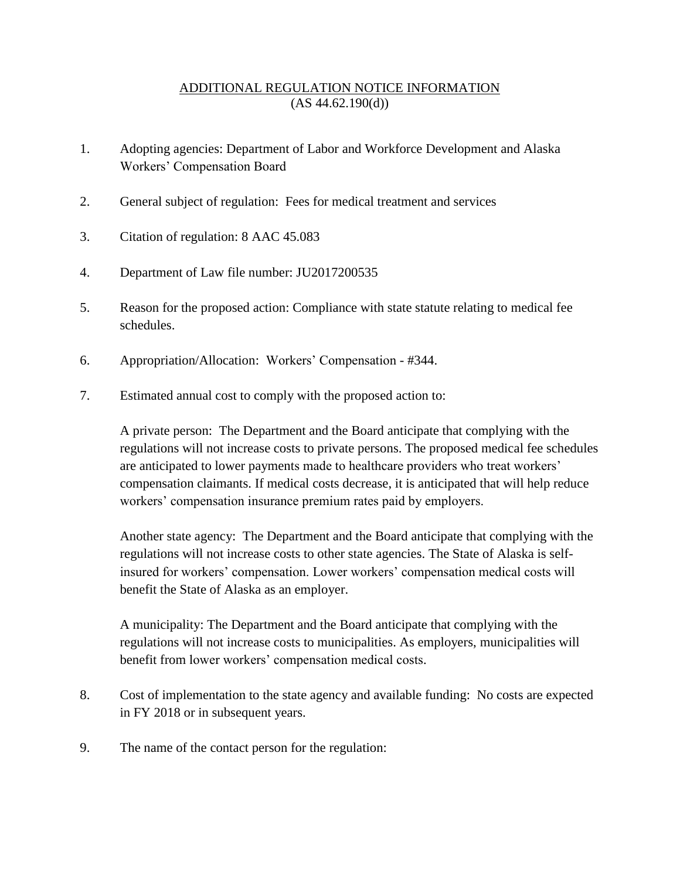# ADDITIONAL REGULATION NOTICE INFORMATION
(AS 44.62.190(d))

1. Adopting agencies: Department of Labor and Workforce Development and Alaska Workers' Compensation Board

2. General subject of regulation: Fees for medical treatment and services

3. Citation of regulation: 8 AAC 45.083

4. Department of Law file number: JU2017200535

5. Reason for the proposed action: Compliance with state statute relating to medical fee schedules.

6. Appropriation/Allocation: Workers' Compensation - #344.

7. Estimated annual cost to comply with the proposed action to:

   A private person: The Department and the Board anticipate that complying with the regulations will not increase costs to private persons. The proposed medical fee schedules are anticipated to lower payments made to healthcare providers who treat workers' compensation claimants. If medical costs decrease, it is anticipated that will help reduce workers' compensation insurance premium rates paid by employers.

   Another state agency: The Department and the Board anticipate that complying with the regulations will not increase costs to other state agencies. The State of Alaska is self-insured for workers' compensation. Lower workers' compensation medical costs will benefit the State of Alaska as an employer.

   A municipality: The Department and the Board anticipate that complying with the regulations will not increase costs to municipalities. As employers, municipalities will benefit from lower workers' compensation medical costs.

8. Cost of implementation to the state agency and available funding: No costs are expected in FY 2018 or in subsequent years.

9. The name of the contact person for the regulation: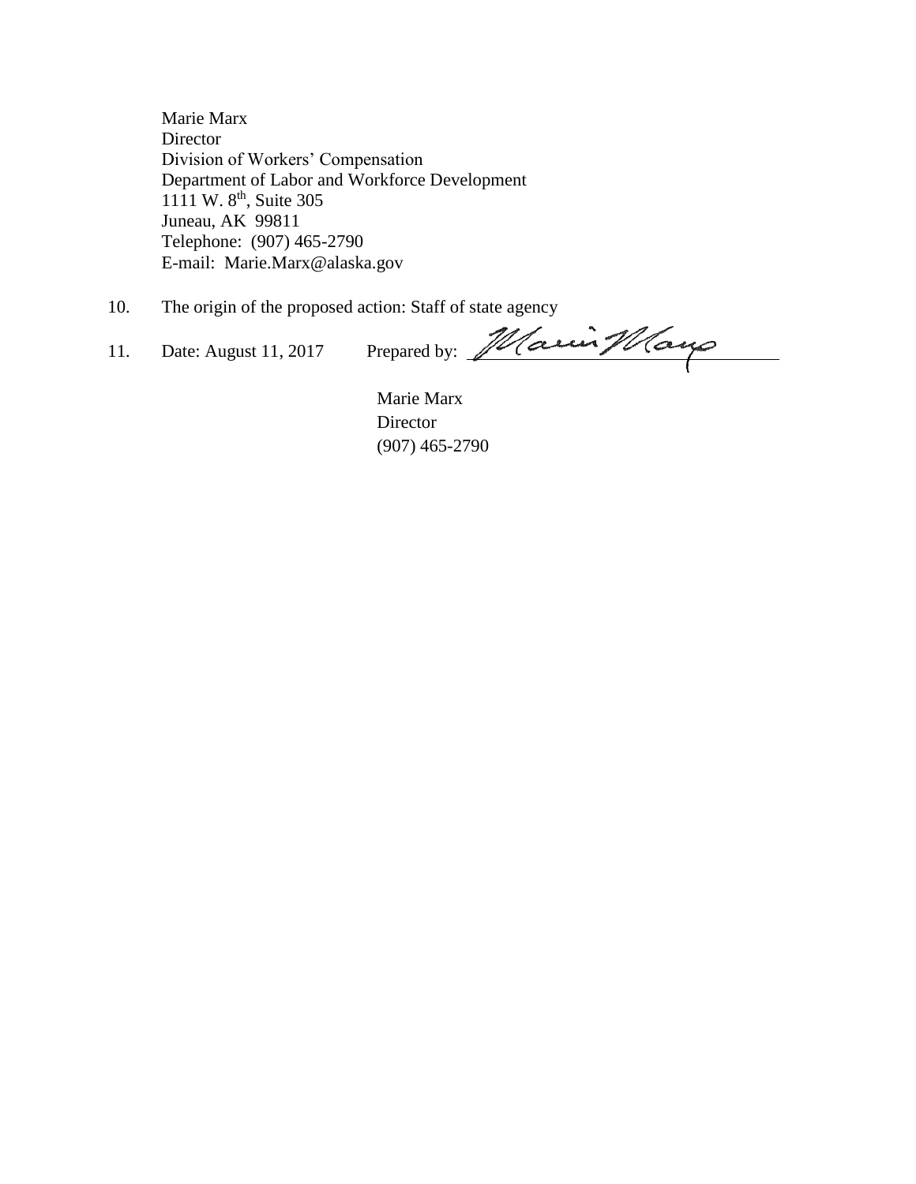Marie Marx
Director
Division of Workers' Compensation
Department of Labor and Workforce Development
1111 W. 8th, Suite 305
Juneau, AK 99811
Telephone: (907) 465-2790
E-mail: Marie.Marx@alaska.gov

10. The origin of the proposed action: Staff of state agency

11. Date: August 11, 2017 Prepared by: _______________________

Marie Marx
Director
(907) 465-2790